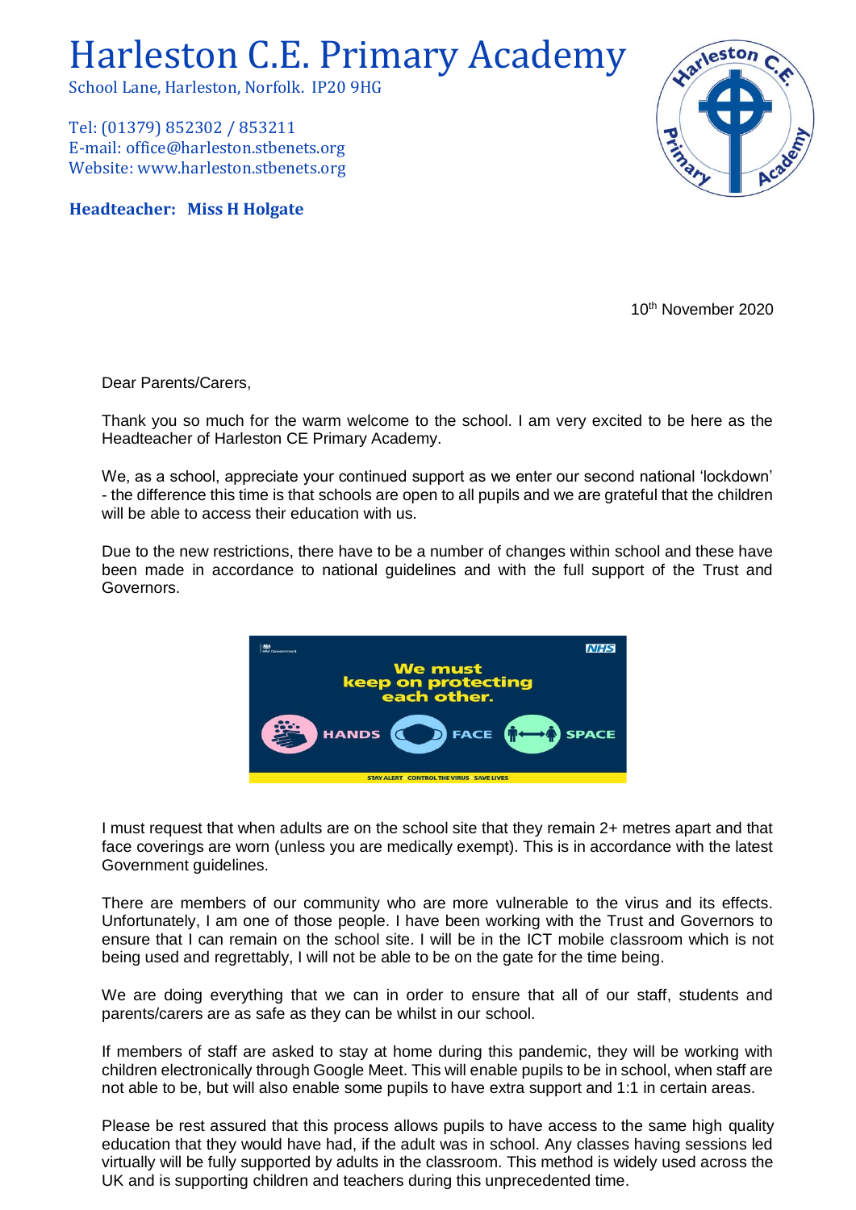# Harleston C.E. Primary Academy

School Lane, Harleston, Norfolk. IP20 9HG

Tel: (01379) 852302 / 853211
E-mail: office@harleston.stbenets.org
Website: www.harleston.stbenets.org

**Headteacher: Miss H Holgate**

10th November 2020

Dear Parents/Carers,

Thank you so much for the warm welcome to the school. I am very excited to be here as the Headteacher of Harleston CE Primary Academy.

We, as a school, appreciate your continued support as we enter our second national 'lockdown' - the difference this time is that schools are open to all pupils and we are grateful that the children will be able to access their education with us.

Due to the new restrictions, there have to be a number of changes within school and these have been made in accordance to national guidelines and with the full support of the Trust and Governors.

We must keep on protecting each other.

HANDS FACE SPACE

STAY ALERT CONTROL THE VIRUS SAVE LIVES

I must request that when adults are on the school site that they remain 2+ metres apart and that face coverings are worn (unless you are medically exempt). This is in accordance with the latest Government guidelines.

There are members of our community who are more vulnerable to the virus and its effects. Unfortunately, I am one of those people. I have been working with the Trust and Governors to ensure that I can remain on the school site. I will be in the ICT mobile classroom which is not being used and regrettably, I will not be able to be on the gate for the time being.

We are doing everything that we can in order to ensure that all of our staff, students and parents/carers are as safe as they can be whilst in our school.

If members of staff are asked to stay at home during this pandemic, they will be working with children electronically through Google Meet. This will enable pupils to be in school, when staff are not able to be, but will also enable some pupils to have extra support and 1:1 in certain areas.

Please be rest assured that this process allows pupils to have access to the same high quality education that they would have had, if the adult was in school. Any classes having sessions led virtually will be fully supported by adults in the classroom. This method is widely used across the UK and is supporting children and teachers during this unprecedented time.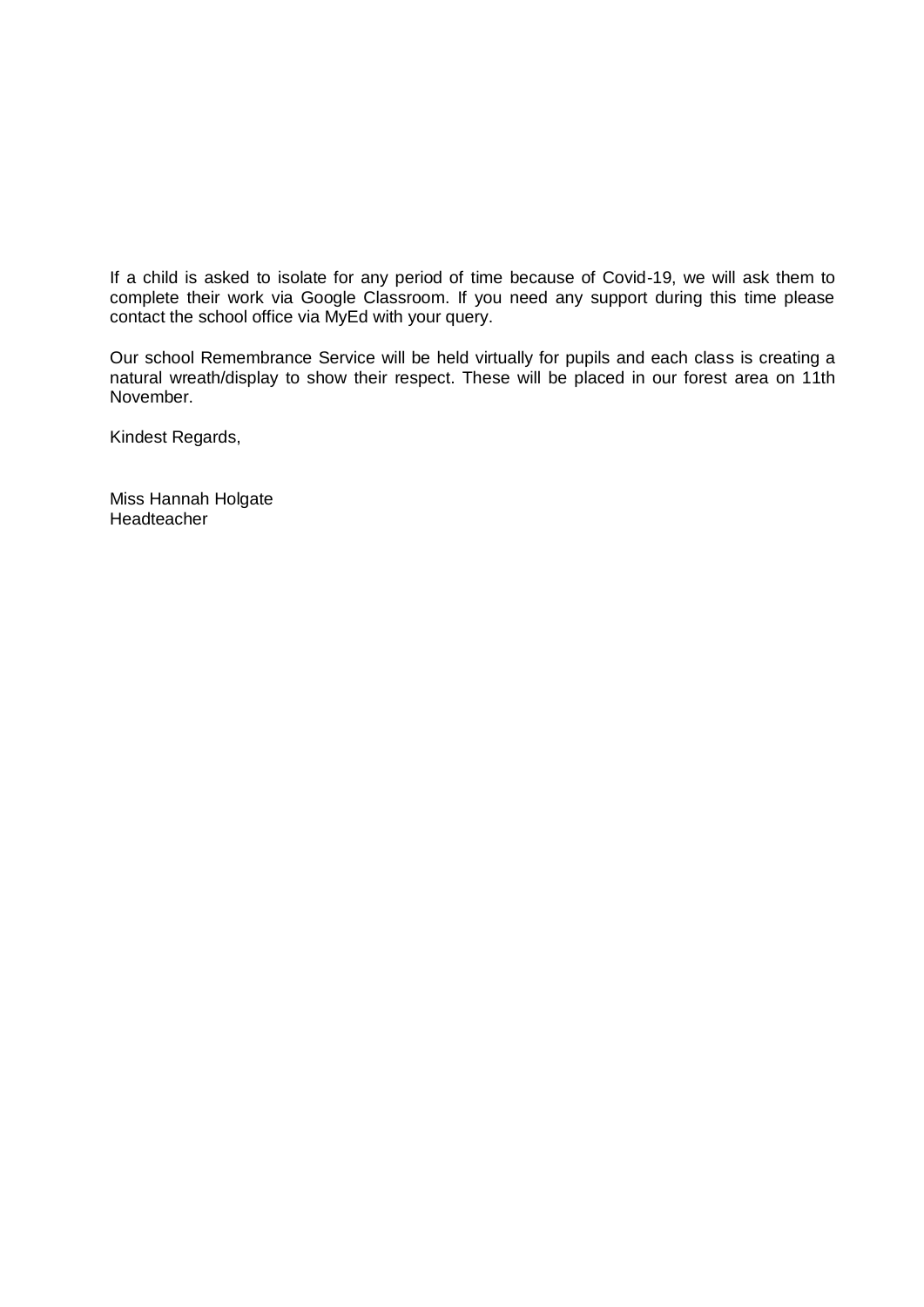If a child is asked to isolate for any period of time because of Covid-19, we will ask them to complete their work via Google Classroom. If you need any support during this time please contact the school office via MyEd with your query.

Our school Remembrance Service will be held virtually for pupils and each class is creating a natural wreath/display to show their respect. These will be placed in our forest area on 11th November.

Kindest Regards,

Miss Hannah Holgate
Headteacher